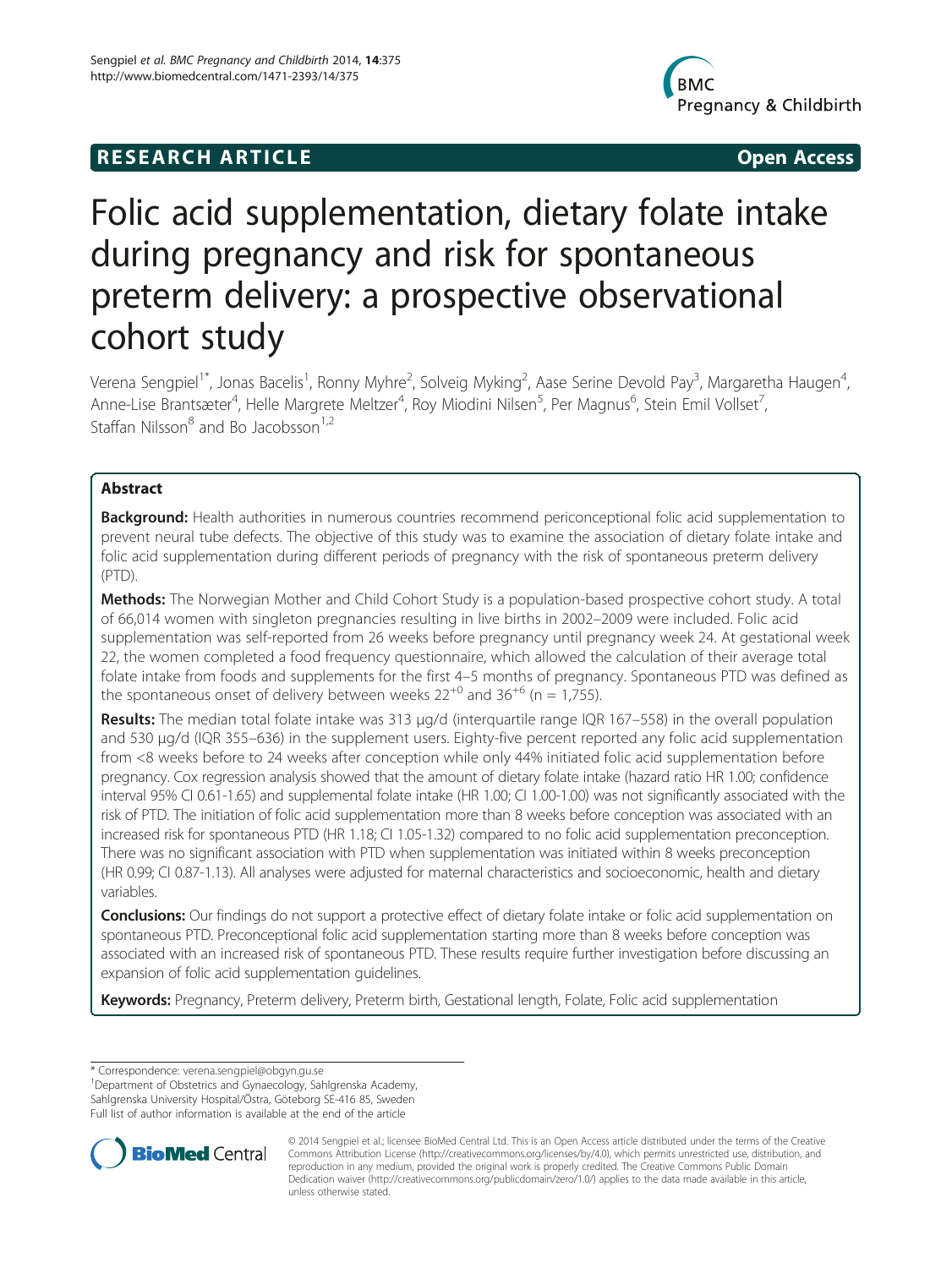**RESEARCH ARTICLE** **Open Access**

# Folic acid supplementation, dietary folate intake during pregnancy and risk for spontaneous preterm delivery: a prospective observational cohort study

Verena Sengpiel[1*], Jonas Bacelis[1], Ronny Myhre[2], Solveig Myking[2], Aase Serine Devold Pay[3], Margaretha Haugen[4], Anne-Lise Brantsæter[4], Helle Margrete Meltzer[4], Roy Miodini Nilsen[5], Per Magnus[6], Stein Emil Vollset[7], Staffan Nilsson[8] and Bo Jacobsson[1,2]

## Abstract

**Background:** Health authorities in numerous countries recommend periconceptional folic acid supplementation to prevent neural tube defects. The objective of this study was to examine the association of dietary folate intake and folic acid supplementation during different periods of pregnancy with the risk of spontaneous preterm delivery (PTD).

**Methods:** The Norwegian Mother and Child Cohort Study is a population-based prospective cohort study. A total of 66,014 women with singleton pregnancies resulting in live births in 2002–2009 were included. Folic acid supplementation was self-reported from 26 weeks before pregnancy until pregnancy week 24. At gestational week 22, the women completed a food frequency questionnaire, which allowed the calculation of their average total folate intake from foods and supplements for the first 4–5 months of pregnancy. Spontaneous PTD was defined as the spontaneous onset of delivery between weeks $22^{+0}$ and $36^{+6}$ (n = 1,755).

**Results:** The median total folate intake was 313 μg/d (interquartile range IQR 167–558) in the overall population and 530 μg/d (IQR 355–636) in the supplement users. Eighty-five percent reported any folic acid supplementation from <8 weeks before to 24 weeks after conception while only 44% initiated folic acid supplementation before pregnancy. Cox regression analysis showed that the amount of dietary folate intake (hazard ratio HR 1.00; confidence interval 95% CI 0.61-1.65) and supplemental folate intake (HR 1.00; CI 1.00-1.00) was not significantly associated with the risk of PTD. The initiation of folic acid supplementation more than 8 weeks before conception was associated with an increased risk for spontaneous PTD (HR 1.18; CI 1.05-1.32) compared to no folic acid supplementation preconception. There was no significant association with PTD when supplementation was initiated within 8 weeks preconception (HR 0.99; CI 0.87-1.13). All analyses were adjusted for maternal characteristics and socioeconomic, health and dietary variables.

**Conclusions:** Our findings do not support a protective effect of dietary folate intake or folic acid supplementation on spontaneous PTD. Preconceptional folic acid supplementation starting more than 8 weeks before conception was associated with an increased risk of spontaneous PTD. These results require further investigation before discussing an expansion of folic acid supplementation guidelines.

**Keywords:** Pregnancy, Preterm delivery, Preterm birth, Gestational length, Folate, Folic acid supplementation

---

\* Correspondence: verena.sengpiel@obgyn.gu.se
[1]Department of Obstetrics and Gynaecology, Sahlgrenska Academy, Sahlgrenska University Hospital/Östra, Göteborg SE-416 85, Sweden
Full list of author information is available at the end of the article

© 2014 Sengpiel et al.; licensee BioMed Central Ltd. This is an Open Access article distributed under the terms of the Creative Commons Attribution License (http://creativecommons.org/licenses/by/4.0), which permits unrestricted use, distribution, and reproduction in any medium, provided the original work is properly credited. The Creative Commons Public Domain Dedication waiver (http://creativecommons.org/publicdomain/zero/1.0/) applies to the data made available in this article, unless otherwise stated.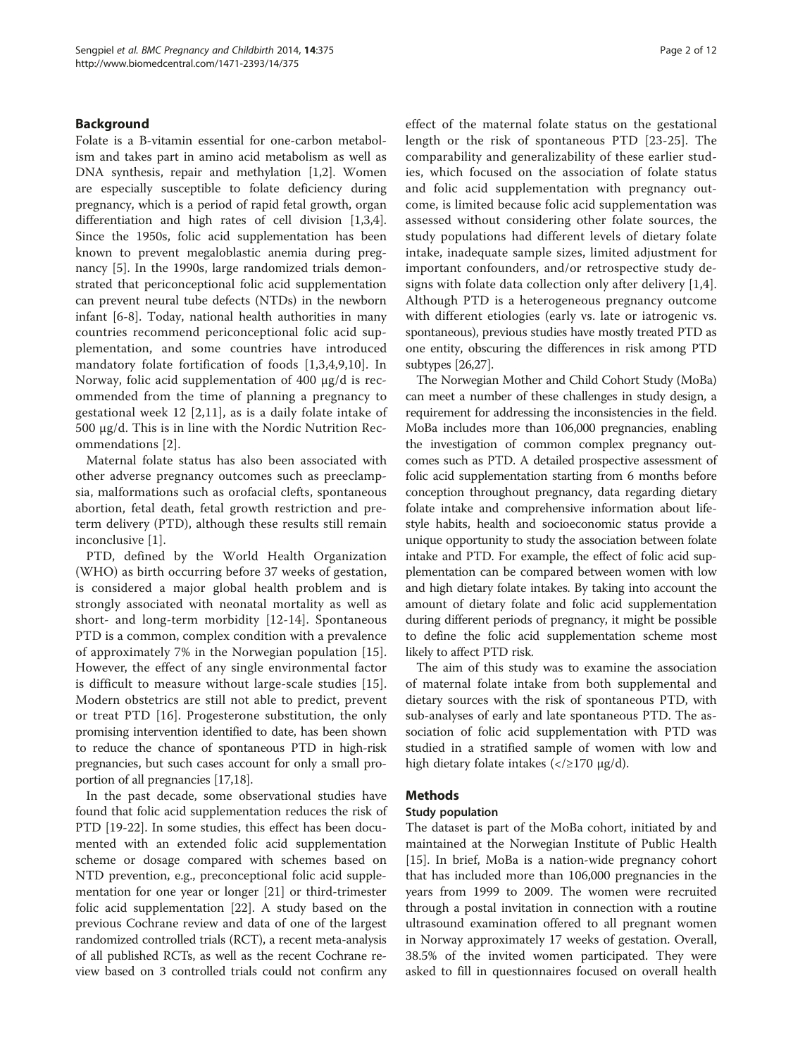## Background

Folate is a B-vitamin essential for one-carbon metabolism and takes part in amino acid metabolism as well as DNA synthesis, repair and methylation [1,2]. Women are especially susceptible to folate deficiency during pregnancy, which is a period of rapid fetal growth, organ differentiation and high rates of cell division [1,3,4]. Since the 1950s, folic acid supplementation has been known to prevent megaloblastic anemia during pregnancy [5]. In the 1990s, large randomized trials demonstrated that periconceptional folic acid supplementation can prevent neural tube defects (NTDs) in the newborn infant [6-8]. Today, national health authorities in many countries recommend periconceptional folic acid supplementation, and some countries have introduced mandatory folate fortification of foods [1,3,4,9,10]. In Norway, folic acid supplementation of 400 μg/d is recommended from the time of planning a pregnancy to gestational week 12 [2,11], as is a daily folate intake of 500 μg/d. This is in line with the Nordic Nutrition Recommendations [2].

Maternal folate status has also been associated with other adverse pregnancy outcomes such as preeclampsia, malformations such as orofacial clefts, spontaneous abortion, fetal death, fetal growth restriction and preterm delivery (PTD), although these results still remain inconclusive [1].

PTD, defined by the World Health Organization (WHO) as birth occurring before 37 weeks of gestation, is considered a major global health problem and is strongly associated with neonatal mortality as well as short- and long-term morbidity [12-14]. Spontaneous PTD is a common, complex condition with a prevalence of approximately 7% in the Norwegian population [15]. However, the effect of any single environmental factor is difficult to measure without large-scale studies [15]. Modern obstetrics are still not able to predict, prevent or treat PTD [16]. Progesterone substitution, the only promising intervention identified to date, has been shown to reduce the chance of spontaneous PTD in high-risk pregnancies, but such cases account for only a small proportion of all pregnancies [17,18].

In the past decade, some observational studies have found that folic acid supplementation reduces the risk of PTD [19-22]. In some studies, this effect has been documented with an extended folic acid supplementation scheme or dosage compared with schemes based on NTD prevention, e.g., preconceptional folic acid supplementation for one year or longer [21] or third-trimester folic acid supplementation [22]. A study based on the previous Cochrane review and data of one of the largest randomized controlled trials (RCT), a recent meta-analysis of all published RCTs, as well as the recent Cochrane review based on 3 controlled trials could not confirm any effect of the maternal folate status on the gestational length or the risk of spontaneous PTD [23-25]. The comparability and generalizability of these earlier studies, which focused on the association of folate status and folic acid supplementation with pregnancy outcome, is limited because folic acid supplementation was assessed without considering other folate sources, the study populations had different levels of dietary folate intake, inadequate sample sizes, limited adjustment for important confounders, and/or retrospective study designs with folate data collection only after delivery [1,4]. Although PTD is a heterogeneous pregnancy outcome with different etiologies (early vs. late or iatrogenic vs. spontaneous), previous studies have mostly treated PTD as one entity, obscuring the differences in risk among PTD subtypes [26,27].

The Norwegian Mother and Child Cohort Study (MoBa) can meet a number of these challenges in study design, a requirement for addressing the inconsistencies in the field. MoBa includes more than 106,000 pregnancies, enabling the investigation of common complex pregnancy outcomes such as PTD. A detailed prospective assessment of folic acid supplementation starting from 6 months before conception throughout pregnancy, data regarding dietary folate intake and comprehensive information about lifestyle habits, health and socioeconomic status provide a unique opportunity to study the association between folate intake and PTD. For example, the effect of folic acid supplementation can be compared between women with low and high dietary folate intakes. By taking into account the amount of dietary folate and folic acid supplementation during different periods of pregnancy, it might be possible to define the folic acid supplementation scheme most likely to affect PTD risk.

The aim of this study was to examine the association of maternal folate intake from both supplemental and dietary sources with the risk of spontaneous PTD, with sub-analyses of early and late spontaneous PTD. The association of folic acid supplementation with PTD was studied in a stratified sample of women with low and high dietary folate intakes (</≥170 μg/d).

## Methods

### Study population

The dataset is part of the MoBa cohort, initiated by and maintained at the Norwegian Institute of Public Health [15]. In brief, MoBa is a nation-wide pregnancy cohort that has included more than 106,000 pregnancies in the years from 1999 to 2009. The women were recruited through a postal invitation in connection with a routine ultrasound examination offered to all pregnant women in Norway approximately 17 weeks of gestation. Overall, 38.5% of the invited women participated. They were asked to fill in questionnaires focused on overall health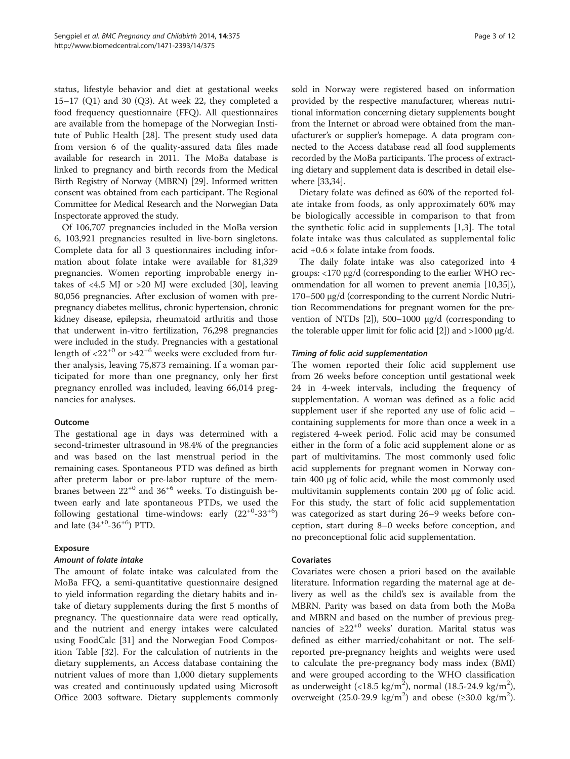status, lifestyle behavior and diet at gestational weeks 15–17 (Q1) and 30 (Q3). At week 22, they completed a food frequency questionnaire (FFQ). All questionnaires are available from the homepage of the Norwegian Institute of Public Health [28]. The present study used data from version 6 of the quality-assured data files made available for research in 2011. The MoBa database is linked to pregnancy and birth records from the Medical Birth Registry of Norway (MBRN) [29]. Informed written consent was obtained from each participant. The Regional Committee for Medical Research and the Norwegian Data Inspectorate approved the study.

Of 106,707 pregnancies included in the MoBa version 6, 103,921 pregnancies resulted in live-born singletons. Complete data for all 3 questionnaires including information about folate intake were available for 81,329 pregnancies. Women reporting improbable energy intakes of <4.5 MJ or >20 MJ were excluded [30], leaving 80,056 pregnancies. After exclusion of women with pre-pregnancy diabetes mellitus, chronic hypertension, chronic kidney disease, epilepsia, rheumatoid arthritis and those that underwent in-vitro fertilization, 76,298 pregnancies were included in the study. Pregnancies with a gestational length of $<22^{+0}$ or $>42^{+6}$ weeks were excluded from further analysis, leaving 75,873 remaining. If a woman participated for more than one pregnancy, only her first pregnancy enrolled was included, leaving 66,014 pregnancies for analyses.

### Outcome

The gestational age in days was determined with a second-trimester ultrasound in 98.4% of the pregnancies and was based on the last menstrual period in the remaining cases. Spontaneous PTD was defined as birth after preterm labor or pre-labor rupture of the membranes between $22^{+0}$ and $36^{+6}$ weeks. To distinguish between early and late spontaneous PTDs, we used the following gestational time-windows: early ($22^{+0}$-$33^{+6}$) and late ($34^{+0}$-$36^{+6}$) PTD.

### Exposure

#### *Amount of folate intake*

The amount of folate intake was calculated from the MoBa FFQ, a semi-quantitative questionnaire designed to yield information regarding the dietary habits and intake of dietary supplements during the first 5 months of pregnancy. The questionnaire data were read optically, and the nutrient and energy intakes were calculated using FoodCalc [31] and the Norwegian Food Composition Table [32]. For the calculation of nutrients in the dietary supplements, an Access database containing the nutrient values of more than 1,000 dietary supplements was created and continuously updated using Microsoft Office 2003 software. Dietary supplements commonly sold in Norway were registered based on information provided by the respective manufacturer, whereas nutritional information concerning dietary supplements bought from the Internet or abroad were obtained from the manufacturer's or supplier's homepage. A data program connected to the Access database read all food supplements recorded by the MoBa participants. The process of extracting dietary and supplement data is described in detail elsewhere [33,34].

Dietary folate was defined as 60% of the reported folate intake from foods, as only approximately 60% may be biologically accessible in comparison to that from the synthetic folic acid in supplements [1,3]. The total folate intake was thus calculated as supplemental folic acid +0.6 × folate intake from foods.

The daily folate intake was also categorized into 4 groups: <170 μg/d (corresponding to the earlier WHO recommendation for all women to prevent anemia [10,35]), 170–500 μg/d (corresponding to the current Nordic Nutrition Recommendations for pregnant women for the prevention of NTDs [2]), 500–1000 μg/d (corresponding to the tolerable upper limit for folic acid [2]) and >1000 μg/d.

#### *Timing of folic acid supplementation*

The women reported their folic acid supplement use from 26 weeks before conception until gestational week 24 in 4-week intervals, including the frequency of supplementation. A woman was defined as a folic acid supplement user if she reported any use of folic acid – containing supplements for more than once a week in a registered 4-week period. Folic acid may be consumed either in the form of a folic acid supplement alone or as part of multivitamins. The most commonly used folic acid supplements for pregnant women in Norway contain 400 μg of folic acid, while the most commonly used multivitamin supplements contain 200 μg of folic acid. For this study, the start of folic acid supplementation was categorized as start during 26–9 weeks before conception, start during 8–0 weeks before conception, and no preconceptional folic acid supplementation.

### Covariates

Covariates were chosen a priori based on the available literature. Information regarding the maternal age at delivery as well as the child's sex is available from the MBRN. Parity was based on data from both the MoBa and MBRN and based on the number of previous pregnancies of $\geq 22^{+0}$ weeks' duration. Marital status was defined as either married/cohabitant or not. The self-reported pre-pregnancy heights and weights were used to calculate the pre-pregnancy body mass index (BMI) and were grouped according to the WHO classification as underweight (<18.5 kg/m$^2$), normal (18.5-24.9 kg/m$^2$), overweight (25.0-29.9 kg/m$^2$) and obese (≥30.0 kg/m$^2$).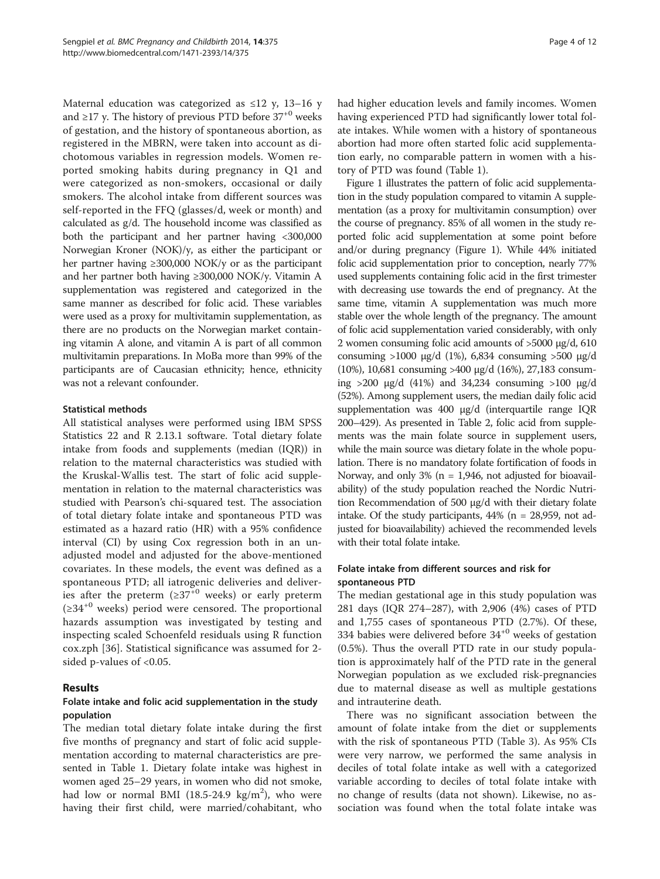Maternal education was categorized as ≤12 y, 13–16 y and ≥17 y. The history of previous PTD before $37^{+0}$ weeks of gestation, and the history of spontaneous abortion, as registered in the MBRN, were taken into account as dichotomous variables in regression models. Women reported smoking habits during pregnancy in Q1 and were categorized as non-smokers, occasional or daily smokers. The alcohol intake from different sources was self-reported in the FFQ (glasses/d, week or month) and calculated as g/d. The household income was classified as both the participant and her partner having <300,000 Norwegian Kroner (NOK)/y, as either the participant or her partner having ≥300,000 NOK/y or as the participant and her partner both having ≥300,000 NOK/y. Vitamin A supplementation was registered and categorized in the same manner as described for folic acid. These variables were used as a proxy for multivitamin supplementation, as there are no products on the Norwegian market containing vitamin A alone, and vitamin A is part of all common multivitamin preparations. In MoBa more than 99% of the participants are of Caucasian ethnicity; hence, ethnicity was not a relevant confounder.

#### Statistical methods

All statistical analyses were performed using IBM SPSS Statistics 22 and R 2.13.1 software. Total dietary folate intake from foods and supplements (median (IQR)) in relation to the maternal characteristics was studied with the Kruskal-Wallis test. The start of folic acid supplementation in relation to the maternal characteristics was studied with Pearson's chi-squared test. The association of total dietary folate intake and spontaneous PTD was estimated as a hazard ratio (HR) with a 95% confidence interval (CI) by using Cox regression both in an unadjusted model and adjusted for the above-mentioned covariates. In these models, the event was defined as a spontaneous PTD; all iatrogenic deliveries and deliveries after the preterm (≥$37^{+0}$ weeks) or early preterm (≥$34^{+0}$ weeks) period were censored. The proportional hazards assumption was investigated by testing and inspecting scaled Schoenfeld residuals using R function cox.zph [36]. Statistical significance was assumed for 2-sided p-values of <0.05.

## Results

### Folate intake and folic acid supplementation in the study population

The median total dietary folate intake during the first five months of pregnancy and start of folic acid supplementation according to maternal characteristics are presented in Table 1. Dietary folate intake was highest in women aged 25–29 years, in women who did not smoke, had low or normal BMI (18.5-24.9 kg/m$^2$), who were having their first child, were married/cohabitant, who had higher education levels and family incomes. Women having experienced PTD had significantly lower total folate intakes. While women with a history of spontaneous abortion had more often started folic acid supplementation early, no comparable pattern in women with a history of PTD was found (Table 1).

Figure 1 illustrates the pattern of folic acid supplementation in the study population compared to vitamin A supplementation (as a proxy for multivitamin consumption) over the course of pregnancy. 85% of all women in the study reported folic acid supplementation at some point before and/or during pregnancy (Figure 1). While 44% initiated folic acid supplementation prior to conception, nearly 77% used supplements containing folic acid in the first trimester with decreasing use towards the end of pregnancy. At the same time, vitamin A supplementation was much more stable over the whole length of the pregnancy. The amount of folic acid supplementation varied considerably, with only 2 women consuming folic acid amounts of >5000 μg/d, 610 consuming >1000 μg/d (1%), 6,834 consuming >500 μg/d (10%), 10,681 consuming >400 μg/d (16%), 27,183 consuming >200 μg/d (41%) and 34,234 consuming >100 μg/d (52%). Among supplement users, the median daily folic acid supplementation was 400 μg/d (interquartile range IQR 200–429). As presented in Table 2, folic acid from supplements was the main folate source in supplement users, while the main source was dietary folate in the whole population. There is no mandatory folate fortification of foods in Norway, and only 3% (n = 1,946, not adjusted for bioavailability) of the study population reached the Nordic Nutrition Recommendation of 500 μg/d with their dietary folate intake. Of the study participants, 44% (n = 28,959, not adjusted for bioavailability) achieved the recommended levels with their total folate intake.

### Folate intake from different sources and risk for spontaneous PTD

The median gestational age in this study population was 281 days (IQR 274–287), with 2,906 (4%) cases of PTD and 1,755 cases of spontaneous PTD (2.7%). Of these, 334 babies were delivered before $34^{+0}$ weeks of gestation (0.5%). Thus the overall PTD rate in our study population is approximately half of the PTD rate in the general Norwegian population as we excluded risk-pregnancies due to maternal disease as well as multiple gestations and intrauterine death.

There was no significant association between the amount of folate intake from the diet or supplements with the risk of spontaneous PTD (Table 3). As 95% CIs were very narrow, we performed the same analysis in deciles of total folate intake as well with a categorized variable according to deciles of total folate intake with no change of results (data not shown). Likewise, no association was found when the total folate intake was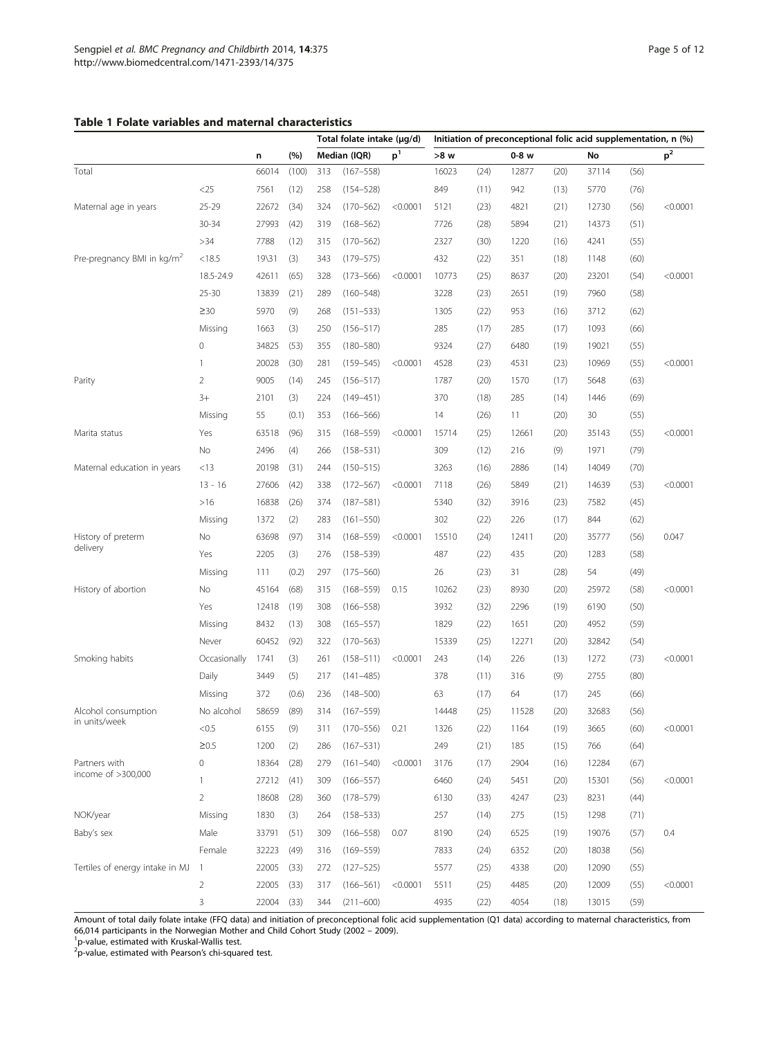**Table 1 Folate variables and maternal characteristics**

| | | n | (%) | Total folate intake (μg/d) | | | Initiation of preconceptional folic acid supplementation, n (%) | | | | | | |
|---|---|---|---|---|---|---|---|---|---|---|---|---|---|
| | | | | Median (IQR) | | p[1] | >8 w | | 0-8 w | | No | | p[2] |
| Total | | 66014 | (100) | 313 | (167–558) | | 16023 | (24) | 12877 | (20) | 37114 | (56) | |
| Maternal age in years | <25 | 7561 | (12) | 258 | (154–528) | | 849 | (11) | 942 | (13) | 5770 | (76) | |
| | 25-29 | 22672 | (34) | 324 | (170–562) | <0.0001 | 5121 | (23) | 4821 | (21) | 12730 | (56) | <0.0001 |
| | 30-34 | 27993 | (42) | 319 | (168–562) | | 7726 | (28) | 5894 | (21) | 14373 | (51) | |
| | >34 | 7788 | (12) | 315 | (170–562) | | 2327 | (30) | 1220 | (16) | 4241 | (55) | |
| Pre-pregnancy BMI in kg/m$^2$ | <18.5 | 19\31 | (3) | 343 | (179–575) | | 432 | (22) | 351 | (18) | 1148 | (60) | |
| | 18.5-24.9 | 42611 | (65) | 328 | (173–566) | <0.0001 | 10773 | (25) | 8637 | (20) | 23201 | (54) | <0.0001 |
| | 25-30 | 13839 | (21) | 289 | (160–548) | | 3228 | (23) | 2651 | (19) | 7960 | (58) | |
| | ≥30 | 5970 | (9) | 268 | (151–533) | | 1305 | (22) | 953 | (16) | 3712 | (62) | |
| | Missing | 1663 | (3) | 250 | (156–517) | | 285 | (17) | 285 | (17) | 1093 | (66) | |
| Parity | 0 | 34825 | (53) | 355 | (180–580) | | 9324 | (27) | 6480 | (19) | 19021 | (55) | |
| | 1 | 20028 | (30) | 281 | (159–545) | <0.0001 | 4528 | (23) | 4531 | (23) | 10969 | (55) | <0.0001 |
| | 2 | 9005 | (14) | 245 | (156–517) | | 1787 | (20) | 1570 | (17) | 5648 | (63) | |
| | 3+ | 2101 | (3) | 224 | (149–451) | | 370 | (18) | 285 | (14) | 1446 | (69) | |
| | Missing | 55 | (0.1) | 353 | (166–566) | | 14 | (26) | 11 | (20) | 30 | (55) | |
| Marita status | Yes | 63518 | (96) | 315 | (168–559) | <0.0001 | 15714 | (25) | 12661 | (20) | 35143 | (55) | <0.0001 |
| | No | 2496 | (4) | 266 | (158–531) | | 309 | (12) | 216 | (9) | 1971 | (79) | |
| Maternal education in years | <13 | 20198 | (31) | 244 | (150–515) | | 3263 | (16) | 2886 | (14) | 14049 | (70) | |
| | 13 - 16 | 27606 | (42) | 338 | (172–567) | <0.0001 | 7118 | (26) | 5849 | (21) | 14639 | (53) | <0.0001 |
| | >16 | 16838 | (26) | 374 | (187–581) | | 5340 | (32) | 3916 | (23) | 7582 | (45) | |
| | Missing | 1372 | (2) | 283 | (161–550) | | 302 | (22) | 226 | (17) | 844 | (62) | |
| History of preterm delivery | No | 63698 | (97) | 314 | (168–559) | <0.0001 | 15510 | (24) | 12411 | (20) | 35777 | (56) | 0.047 |
| | Yes | 2205 | (3) | 276 | (158–539) | | 487 | (22) | 435 | (20) | 1283 | (58) | |
| | Missing | 111 | (0.2) | 297 | (175–560) | | 26 | (23) | 31 | (28) | 54 | (49) | |
| History of abortion | No | 45164 | (68) | 315 | (168–559) | 0.15 | 10262 | (23) | 8930 | (20) | 25972 | (58) | <0.0001 |
| | Yes | 12418 | (19) | 308 | (166–558) | | 3932 | (32) | 2296 | (19) | 6190 | (50) | |
| | Missing | 8432 | (13) | 308 | (165–557) | | 1829 | (22) | 1651 | (20) | 4952 | (59) | |
| Smoking habits | Never | 60452 | (92) | 322 | (170–563) | | 15339 | (25) | 12271 | (20) | 32842 | (54) | |
| | Occasionally | 1741 | (3) | 261 | (158–511) | <0.0001 | 243 | (14) | 226 | (13) | 1272 | (73) | <0.0001 |
| | Daily | 3449 | (5) | 217 | (141–485) | | 378 | (11) | 316 | (9) | 2755 | (80) | |
| | Missing | 372 | (0.6) | 236 | (148–500) | | 63 | (17) | 64 | (17) | 245 | (66) | |
| Alcohol consumption in units/week | No alcohol | 58659 | (89) | 314 | (167–559) | | 14448 | (25) | 11528 | (20) | 32683 | (56) | |
| | <0.5 | 6155 | (9) | 311 | (170–556) | 0.21 | 1326 | (22) | 1164 | (19) | 3665 | (60) | <0.0001 |
| | ≥0.5 | 1200 | (2) | 286 | (167–531) | | 249 | (21) | 185 | (15) | 766 | (64) | |
| Partners with income of >300,000 NOK/year | 0 | 18364 | (28) | 279 | (161–540) | <0.0001 | 3176 | (17) | 2904 | (16) | 12284 | (67) | |
| | 1 | 27212 | (41) | 309 | (166–557) | | 6460 | (24) | 5451 | (20) | 15301 | (56) | <0.0001 |
| | 2 | 18608 | (28) | 360 | (178–579) | | 6130 | (33) | 4247 | (23) | 8231 | (44) | |
| | Missing | 1830 | (3) | 264 | (158–533) | | 257 | (14) | 275 | (15) | 1298 | (71) | |
| Baby's sex | Male | 33791 | (51) | 309 | (166–558) | 0.07 | 8190 | (24) | 6525 | (19) | 19076 | (57) | 0.4 |
| | Female | 32223 | (49) | 316 | (169–559) | | 7833 | (24) | 6352 | (20) | 18038 | (56) | |
| Tertiles of energy intake in MJ | 1 | 22005 | (33) | 272 | (127–525) | | 5577 | (25) | 4338 | (20) | 12090 | (55) | |
| | 2 | 22005 | (33) | 317 | (166–561) | <0.0001 | 5511 | (25) | 4485 | (20) | 12009 | (55) | <0.0001 |
| | 3 | 22004 | (33) | 344 | (211–600) | | 4935 | (22) | 4054 | (18) | 13015 | (59) | |

Amount of total daily folate intake (FFQ data) and initiation of preconceptional folic acid supplementation (Q1 data) according to maternal characteristics, from 66,014 participants in the Norwegian Mother and Child Cohort Study (2002 – 2009).

[1]p-value, estimated with Kruskal-Wallis test.

[2]p-value, estimated with Pearson's chi-squared test.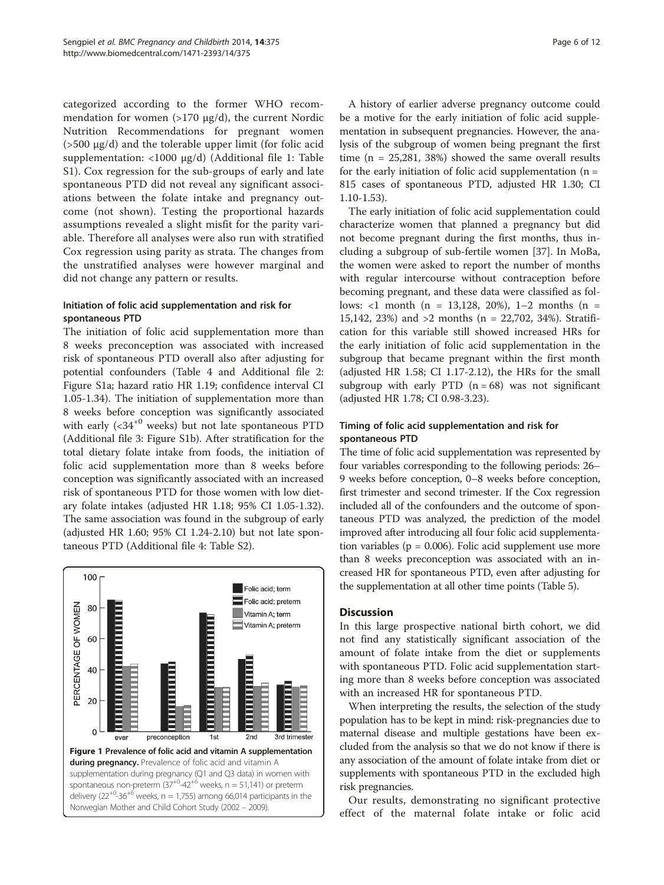categorized according to the former WHO recommendation for women (>170 μg/d), the current Nordic Nutrition Recommendations for pregnant women (>500 μg/d) and the tolerable upper limit (for folic acid supplementation: <1000 μg/d) (Additional file 1: Table S1). Cox regression for the sub-groups of early and late spontaneous PTD did not reveal any significant associations between the folate intake and pregnancy outcome (not shown). Testing the proportional hazards assumptions revealed a slight misfit for the parity variable. Therefore all analyses were also run with stratified Cox regression using parity as strata. The changes from the unstratified analyses were however marginal and did not change any pattern or results.

### Initiation of folic acid supplementation and risk for spontaneous PTD

The initiation of folic acid supplementation more than 8 weeks preconception was associated with increased risk of spontaneous PTD overall also after adjusting for potential confounders (Table 4 and Additional file 2: Figure S1a; hazard ratio HR 1.19; confidence interval CI 1.05-1.34). The initiation of supplementation more than 8 weeks before conception was significantly associated with early ($<34^{+0}$ weeks) but not late spontaneous PTD (Additional file 3: Figure S1b). After stratification for the total dietary folate intake from foods, the initiation of folic acid supplementation more than 8 weeks before conception was significantly associated with an increased risk of spontaneous PTD for those women with low dietary folate intakes (adjusted HR 1.18; 95% CI 1.05-1.32). The same association was found in the subgroup of early (adjusted HR 1.60; 95% CI 1.24-2.10) but not late spontaneous PTD (Additional file 4: Table S2).

**Figure 1 Prevalence of folic acid and vitamin A supplementation during pregnancy.** Prevalence of folic acid and vitamin A supplementation during pregnancy (Q1 and Q3 data) in women with spontaneous non-preterm ($37^{+0}$-$42^{+6}$ weeks, n = 51,141) or preterm delivery ($22^{+0}$-$36^{+6}$ weeks, n = 1,755) among 66,014 participants in the Norwegian Mother and Child Cohort Study (2002 – 2009).

A history of earlier adverse pregnancy outcome could be a motive for the early initiation of folic acid supplementation in subsequent pregnancies. However, the analysis of the subgroup of women being pregnant the first time (n = 25,281, 38%) showed the same overall results for the early initiation of folic acid supplementation (n = 815 cases of spontaneous PTD, adjusted HR 1.30; CI 1.10-1.53).

The early initiation of folic acid supplementation could characterize women that planned a pregnancy but did not become pregnant during the first months, thus including a subgroup of sub-fertile women [37]. In MoBa, the women were asked to report the number of months with regular intercourse without contraception before becoming pregnant, and these data were classified as follows: <1 month (n = 13,128, 20%), 1–2 months (n = 15,142, 23%) and >2 months (n = 22,702, 34%). Stratification for this variable still showed increased HRs for the early initiation of folic acid supplementation in the subgroup that became pregnant within the first month (adjusted HR 1.58; CI 1.17-2.12), the HRs for the small subgroup with early PTD (n = 68) was not significant (adjusted HR 1.78; CI 0.98-3.23).

### Timing of folic acid supplementation and risk for spontaneous PTD

The time of folic acid supplementation was represented by four variables corresponding to the following periods: 26–9 weeks before conception, 0–8 weeks before conception, first trimester and second trimester. If the Cox regression included all of the confounders and the outcome of spontaneous PTD was analyzed, the prediction of the model improved after introducing all four folic acid supplementation variables (p = 0.006). Folic acid supplement use more than 8 weeks preconception was associated with an increased HR for spontaneous PTD, even after adjusting for the supplementation at all other time points (Table 5).

## Discussion

In this large prospective national birth cohort, we did not find any statistically significant association of the amount of folate intake from the diet or supplements with spontaneous PTD. Folic acid supplementation starting more than 8 weeks before conception was associated with an increased HR for spontaneous PTD.

When interpreting the results, the selection of the study population has to be kept in mind: risk-pregnancies due to maternal disease and multiple gestations have been excluded from the analysis so that we do not know if there is any association of the amount of folate intake from diet or supplements with spontaneous PTD in the excluded high risk pregnancies.

Our results, demonstrating no significant protective effect of the maternal folate intake or folic acid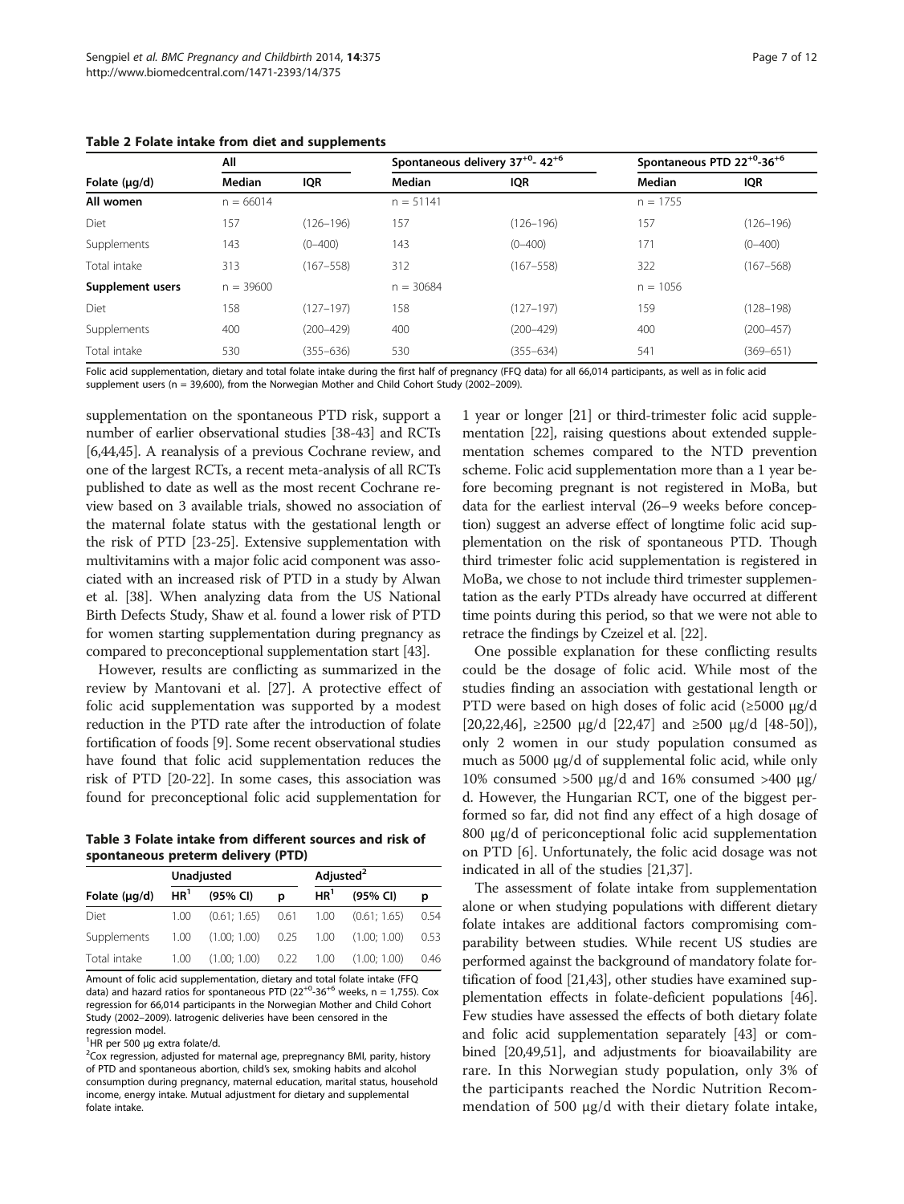**Table 2 Folate intake from diet and supplements**

| Folate (μg/d) | All | | Spontaneous delivery $37^{+0}$- $42^{+6}$ | | Spontaneous PTD $22^{+0}$-$36^{+6}$ | |
|---|---|---|---|---|---|---|
| | Median | IQR | Median | IQR | Median | IQR |
| **All women** | n = 66014 | | n = 51141 | | n = 1755 | |
| Diet | 157 | (126–196) | 157 | (126–196) | 157 | (126–196) |
| Supplements | 143 | (0–400) | 143 | (0–400) | 171 | (0–400) |
| Total intake | 313 | (167–558) | 312 | (167–558) | 322 | (167–568) |
| **Supplement users** | n = 39600 | | n = 30684 | | n = 1056 | |
| Diet | 158 | (127–197) | 158 | (127–197) | 159 | (128–198) |
| Supplements | 400 | (200–429) | 400 | (200–429) | 400 | (200–457) |
| Total intake | 530 | (355–636) | 530 | (355–634) | 541 | (369–651) |

Folic acid supplementation, dietary and total folate intake during the first half of pregnancy (FFQ data) for all 66,014 participants, as well as in folic acid supplement users (n = 39,600), from the Norwegian Mother and Child Cohort Study (2002–2009).

supplementation on the spontaneous PTD risk, support a number of earlier observational studies [38-43] and RCTs [6,44,45]. A reanalysis of a previous Cochrane review, and one of the largest RCTs, a recent meta-analysis of all RCTs published to date as well as the most recent Cochrane review based on 3 available trials, showed no association of the maternal folate status with the gestational length or the risk of PTD [23-25]. Extensive supplementation with multivitamins with a major folic acid component was associated with an increased risk of PTD in a study by Alwan et al. [38]. When analyzing data from the US National Birth Defects Study, Shaw et al. found a lower risk of PTD for women starting supplementation during pregnancy as compared to preconceptional supplementation start [43].

However, results are conflicting as summarized in the review by Mantovani et al. [27]. A protective effect of folic acid supplementation was supported by a modest reduction in the PTD rate after the introduction of folate fortification of foods [9]. Some recent observational studies have found that folic acid supplementation reduces the risk of PTD [20-22]. In some cases, this association was found for preconceptional folic acid supplementation for

**Table 3 Folate intake from different sources and risk of spontaneous preterm delivery (PTD)**

| Folate (μg/d) | Unadjusted | | | Adjusted[2] | | |
|---|---|---|---|---|---|---|
| | HR[1] | (95% CI) | p | HR[1] | (95% CI) | p |
| Diet | 1.00 | (0.61; 1.65) | 0.61 | 1.00 | (0.61; 1.65) | 0.54 |
| Supplements | 1.00 | (1.00; 1.00) | 0.25 | 1.00 | (1.00; 1.00) | 0.53 |
| Total intake | 1.00 | (1.00; 1.00) | 0.22 | 1.00 | (1.00; 1.00) | 0.46 |

Amount of folic acid supplementation, dietary and total folate intake (FFQ data) and hazard ratios for spontaneous PTD ($22^{+0}$-$36^{+6}$ weeks, n = 1,755). Cox regression for 66,014 participants in the Norwegian Mother and Child Cohort Study (2002–2009). Iatrogenic deliveries have been censored in the regression model.

[1]HR per 500 μg extra folate/d.

[2]Cox regression, adjusted for maternal age, prepregnancy BMI, parity, history of PTD and spontaneous abortion, child's sex, smoking habits and alcohol consumption during pregnancy, maternal education, marital status, household income, energy intake. Mutual adjustment for dietary and supplemental folate intake.

1 year or longer [21] or third-trimester folic acid supplementation [22], raising questions about extended supplementation schemes compared to the NTD prevention scheme. Folic acid supplementation more than a 1 year before becoming pregnant is not registered in MoBa, but data for the earliest interval (26–9 weeks before conception) suggest an adverse effect of longtime folic acid supplementation on the risk of spontaneous PTD. Though third trimester folic acid supplementation is registered in MoBa, we chose to not include third trimester supplementation as the early PTDs already have occurred at different time points during this period, so that we were not able to retrace the findings by Czeizel et al. [22].

One possible explanation for these conflicting results could be the dosage of folic acid. While most of the studies finding an association with gestational length or PTD were based on high doses of folic acid (≥5000 μg/d [20,22,46], ≥2500 μg/d [22,47] and ≥500 μg/d [48-50]), only 2 women in our study population consumed as much as 5000 μg/d of supplemental folic acid, while only 10% consumed >500 μg/d and 16% consumed >400 μg/d. However, the Hungarian RCT, one of the biggest performed so far, did not find any effect of a high dosage of 800 μg/d of periconceptional folic acid supplementation on PTD [6]. Unfortunately, the folic acid dosage was not indicated in all of the studies [21,37].

The assessment of folate intake from supplementation alone or when studying populations with different dietary folate intakes are additional factors compromising comparability between studies. While recent US studies are performed against the background of mandatory folate fortification of food [21,43], other studies have examined supplementation effects in folate-deficient populations [46]. Few studies have assessed the effects of both dietary folate and folic acid supplementation separately [43] or combined [20,49,51], and adjustments for bioavailability are rare. In this Norwegian study population, only 3% of the participants reached the Nordic Nutrition Recommendation of 500 μg/d with their dietary folate intake,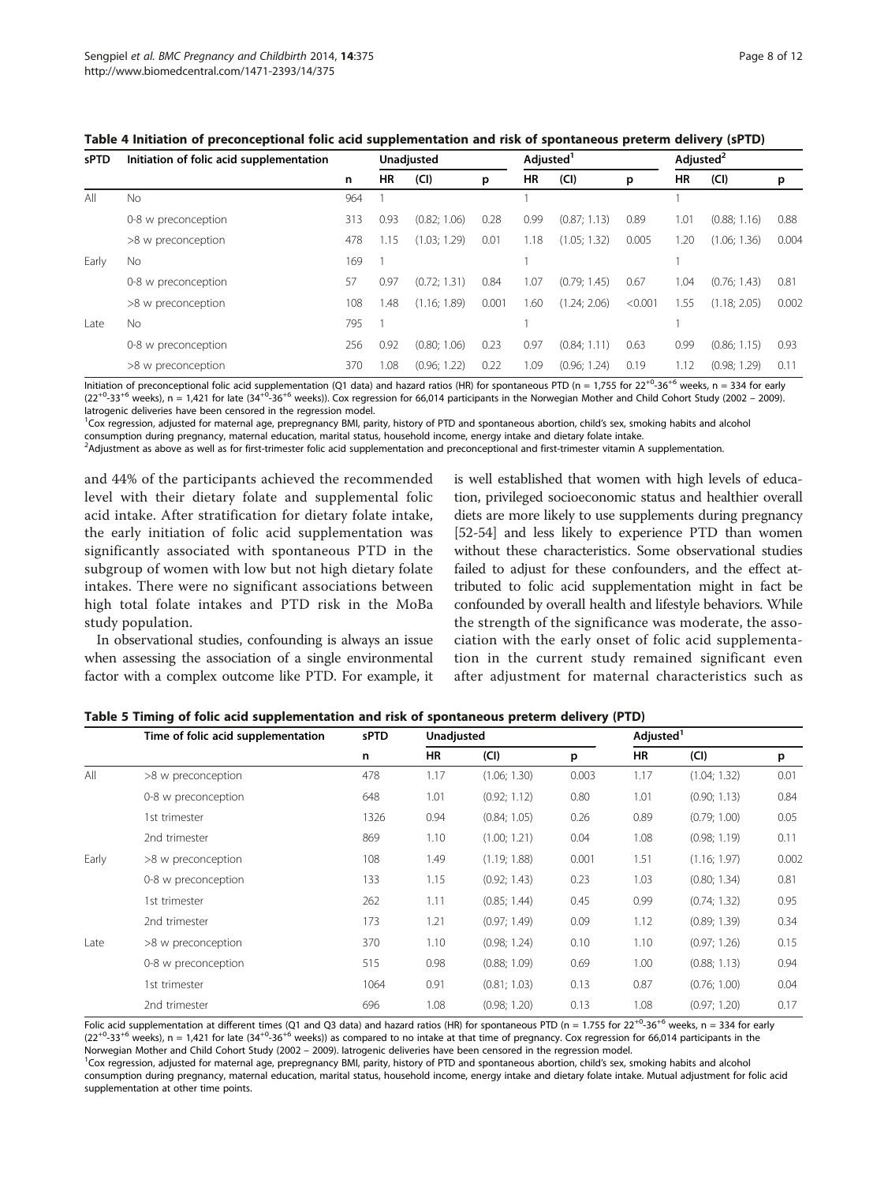**Table 4 Initiation of preconceptional folic acid supplementation and risk of spontaneous preterm delivery (sPTD)**

| sPTD | Initiation of folic acid supplementation | | Unadjusted | | | Adjusted[1] | | | Adjusted[2] | | |
|---|---|---|---|---|---|---|---|---|---|---|---|
| | | n | HR | (CI) | p | HR | (CI) | p | HR | (CI) | p |
| All | No | 964 | 1 | | | 1 | | | 1 | | |
| | 0-8 w preconception | 313 | 0.93 | (0.82; 1.06) | 0.28 | 0.99 | (0.87; 1.13) | 0.89 | 1.01 | (0.88; 1.16) | 0.88 |
| | >8 w preconception | 478 | 1.15 | (1.03; 1.29) | 0.01 | 1.18 | (1.05; 1.32) | 0.005 | 1.20 | (1.06; 1.36) | 0.004 |
| Early | No | 169 | 1 | | | 1 | | | 1 | | |
| | 0-8 w preconception | 57 | 0.97 | (0.72; 1.31) | 0.84 | 1.07 | (0.79; 1.45) | 0.67 | 1.04 | (0.76; 1.43) | 0.81 |
| | >8 w preconception | 108 | 1.48 | (1.16; 1.89) | 0.001 | 1.60 | (1.24; 2.06) | <0.001 | 1.55 | (1.18; 2.05) | 0.002 |
| Late | No | 795 | 1 | | | 1 | | | 1 | | |
| | 0-8 w preconception | 256 | 0.92 | (0.80; 1.06) | 0.23 | 0.97 | (0.84; 1.11) | 0.63 | 0.99 | (0.86; 1.15) | 0.93 |
| | >8 w preconception | 370 | 1.08 | (0.96; 1.22) | 0.22 | 1.09 | (0.96; 1.24) | 0.19 | 1.12 | (0.98; 1.29) | 0.11 |

Initiation of preconceptional folic acid supplementation (Q1 data) and hazard ratios (HR) for spontaneous PTD (n = 1,755 for $22^{+0}$-$36^{+6}$ weeks, n = 334 for early ($22^{+0}$-$33^{+6}$ weeks), n = 1,421 for late ($34^{+0}$-$36^{+6}$ weeks)). Cox regression for 66,014 participants in the Norwegian Mother and Child Cohort Study (2002 – 2009). Iatrogenic deliveries have been censored in the regression model.

[1]Cox regression, adjusted for maternal age, prepregnancy BMI, parity, history of PTD and spontaneous abortion, child's sex, smoking habits and alcohol consumption during pregnancy, maternal education, marital status, household income, energy intake and dietary folate intake.

[2]Adjustment as above as well as for first-trimester folic acid supplementation and preconceptional and first-trimester vitamin A supplementation.

and 44% of the participants achieved the recommended level with their dietary folate and supplemental folic acid intake. After stratification for dietary folate intake, the early initiation of folic acid supplementation was significantly associated with spontaneous PTD in the subgroup of women with low but not high dietary folate intakes. There were no significant associations between high total folate intakes and PTD risk in the MoBa study population.

In observational studies, confounding is always an issue when assessing the association of a single environmental factor with a complex outcome like PTD. For example, it is well established that women with high levels of education, privileged socioeconomic status and healthier overall diets are more likely to use supplements during pregnancy [52-54] and less likely to experience PTD than women without these characteristics. Some observational studies failed to adjust for these confounders, and the effect attributed to folic acid supplementation might in fact be confounded by overall health and lifestyle behaviors. While the strength of the significance was moderate, the association with the early onset of folic acid supplementation in the current study remained significant even after adjustment for maternal characteristics such as

**Table 5 Timing of folic acid supplementation and risk of spontaneous preterm delivery (PTD)**

| | Time of folic acid supplementation | sPTD | Unadjusted | | | Adjusted[1] | | |
|---|---|---|---|---|---|---|---|---|
| | | n | HR | (CI) | p | HR | (CI) | p |
| All | >8 w preconception | 478 | 1.17 | (1.06; 1.30) | 0.003 | 1.17 | (1.04; 1.32) | 0.01 |
| | 0-8 w preconception | 648 | 1.01 | (0.92; 1.12) | 0.80 | 1.01 | (0.90; 1.13) | 0.84 |
| | 1st trimester | 1326 | 0.94 | (0.84; 1.05) | 0.26 | 0.89 | (0.79; 1.00) | 0.05 |
| | 2nd trimester | 869 | 1.10 | (1.00; 1.21) | 0.04 | 1.08 | (0.98; 1.19) | 0.11 |
| Early | >8 w preconception | 108 | 1.49 | (1.19; 1.88) | 0.001 | 1.51 | (1.16; 1.97) | 0.002 |
| | 0-8 w preconception | 133 | 1.15 | (0.92; 1.43) | 0.23 | 1.03 | (0.80; 1.34) | 0.81 |
| | 1st trimester | 262 | 1.11 | (0.85; 1.44) | 0.45 | 0.99 | (0.74; 1.32) | 0.95 |
| | 2nd trimester | 173 | 1.21 | (0.97; 1.49) | 0.09 | 1.12 | (0.89; 1.39) | 0.34 |
| Late | >8 w preconception | 370 | 1.10 | (0.98; 1.24) | 0.10 | 1.10 | (0.97; 1.26) | 0.15 |
| | 0-8 w preconception | 515 | 0.98 | (0.88; 1.09) | 0.69 | 1.00 | (0.88; 1.13) | 0.94 |
| | 1st trimester | 1064 | 0.91 | (0.81; 1.03) | 0.13 | 0.87 | (0.76; 1.00) | 0.04 |
| | 2nd trimester | 696 | 1.08 | (0.98; 1.20) | 0.13 | 1.08 | (0.97; 1.20) | 0.17 |

Folic acid supplementation at different times (Q1 and Q3 data) and hazard ratios (HR) for spontaneous PTD (n = 1.755 for $22^{+0}$-$36^{+6}$ weeks, n = 334 for early ($22^{+0}$-$33^{+6}$ weeks), n = 1,421 for late ($34^{+0}$-$36^{+6}$ weeks)) as compared to no intake at that time of pregnancy. Cox regression for 66,014 participants in the Norwegian Mother and Child Cohort Study (2002 – 2009). Iatrogenic deliveries have been censored in the regression model.

[1]Cox regression, adjusted for maternal age, prepregnancy BMI, parity, history of PTD and spontaneous abortion, child's sex, smoking habits and alcohol consumption during pregnancy, maternal education, marital status, household income, energy intake and dietary folate intake. Mutual adjustment for folic acid supplementation at other time points.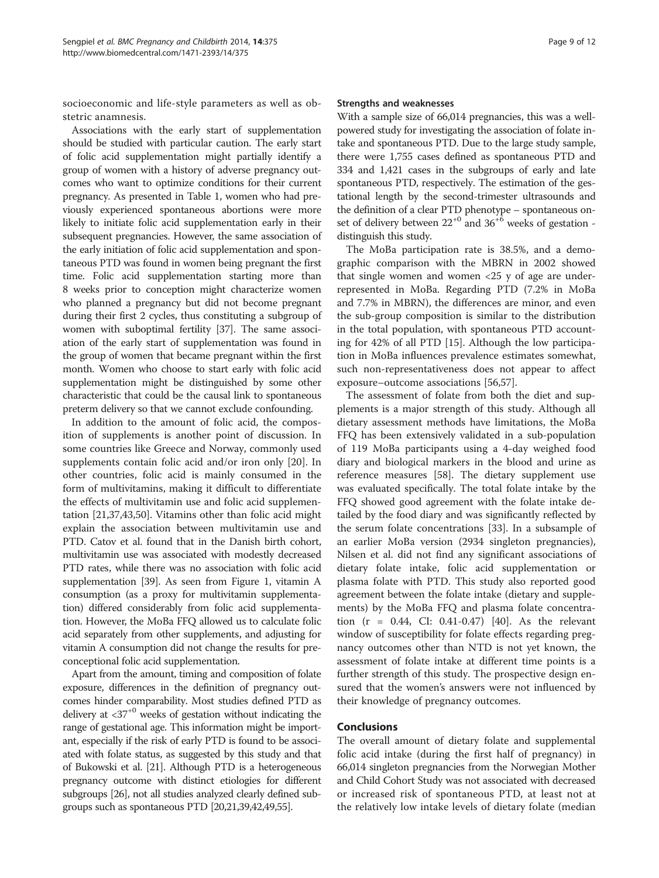socioeconomic and life-style parameters as well as obstetric anamnesis.

Associations with the early start of supplementation should be studied with particular caution. The early start of folic acid supplementation might partially identify a group of women with a history of adverse pregnancy outcomes who want to optimize conditions for their current pregnancy. As presented in Table 1, women who had previously experienced spontaneous abortions were more likely to initiate folic acid supplementation early in their subsequent pregnancies. However, the same association of the early initiation of folic acid supplementation and spontaneous PTD was found in women being pregnant the first time. Folic acid supplementation starting more than 8 weeks prior to conception might characterize women who planned a pregnancy but did not become pregnant during their first 2 cycles, thus constituting a subgroup of women with suboptimal fertility [37]. The same association of the early start of supplementation was found in the group of women that became pregnant within the first month. Women who choose to start early with folic acid supplementation might be distinguished by some other characteristic that could be the causal link to spontaneous preterm delivery so that we cannot exclude confounding.

In addition to the amount of folic acid, the composition of supplements is another point of discussion. In some countries like Greece and Norway, commonly used supplements contain folic acid and/or iron only [20]. In other countries, folic acid is mainly consumed in the form of multivitamins, making it difficult to differentiate the effects of multivitamin use and folic acid supplementation [21,37,43,50]. Vitamins other than folic acid might explain the association between multivitamin use and PTD. Catov et al. found that in the Danish birth cohort, multivitamin use was associated with modestly decreased PTD rates, while there was no association with folic acid supplementation [39]. As seen from Figure 1, vitamin A consumption (as a proxy for multivitamin supplementation) differed considerably from folic acid supplementation. However, the MoBa FFQ allowed us to calculate folic acid separately from other supplements, and adjusting for vitamin A consumption did not change the results for preconceptional folic acid supplementation.

Apart from the amount, timing and composition of folate exposure, differences in the definition of pregnancy outcomes hinder comparability. Most studies defined PTD as delivery at $<37^{+0}$ weeks of gestation without indicating the range of gestational age. This information might be important, especially if the risk of early PTD is found to be associated with folate status, as suggested by this study and that of Bukowski et al. [21]. Although PTD is a heterogeneous pregnancy outcome with distinct etiologies for different subgroups [26], not all studies analyzed clearly defined subgroups such as spontaneous PTD [20,21,39,42,49,55].

#### Strengths and weaknesses

With a sample size of 66,014 pregnancies, this was a well-powered study for investigating the association of folate intake and spontaneous PTD. Due to the large study sample, there were 1,755 cases defined as spontaneous PTD and 334 and 1,421 cases in the subgroups of early and late spontaneous PTD, respectively. The estimation of the gestational length by the second-trimester ultrasounds and the definition of a clear PTD phenotype – spontaneous onset of delivery between $22^{+0}$ and $36^{+6}$ weeks of gestation - distinguish this study.

The MoBa participation rate is 38.5%, and a demographic comparison with the MBRN in 2002 showed that single women and women <25 y of age are underrepresented in MoBa. Regarding PTD (7.2% in MoBa and 7.7% in MBRN), the differences are minor, and even the sub-group composition is similar to the distribution in the total population, with spontaneous PTD accounting for 42% of all PTD [15]. Although the low participation in MoBa influences prevalence estimates somewhat, such non-representativeness does not appear to affect exposure–outcome associations [56,57].

The assessment of folate from both the diet and supplements is a major strength of this study. Although all dietary assessment methods have limitations, the MoBa FFQ has been extensively validated in a sub-population of 119 MoBa participants using a 4-day weighed food diary and biological markers in the blood and urine as reference measures [58]. The dietary supplement use was evaluated specifically. The total folate intake by the FFQ showed good agreement with the folate intake detailed by the food diary and was significantly reflected by the serum folate concentrations [33]. In a subsample of an earlier MoBa version (2934 singleton pregnancies), Nilsen et al. did not find any significant associations of dietary folate intake, folic acid supplementation or plasma folate with PTD. This study also reported good agreement between the folate intake (dietary and supplements) by the MoBa FFQ and plasma folate concentration ($r = 0.44$, CI: 0.41-0.47) [40]. As the relevant window of susceptibility for folate effects regarding pregnancy outcomes other than NTD is not yet known, the assessment of folate intake at different time points is a further strength of this study. The prospective design ensured that the women's answers were not influenced by their knowledge of pregnancy outcomes.

## Conclusions

The overall amount of dietary folate and supplemental folic acid intake (during the first half of pregnancy) in 66,014 singleton pregnancies from the Norwegian Mother and Child Cohort Study was not associated with decreased or increased risk of spontaneous PTD, at least not at the relatively low intake levels of dietary folate (median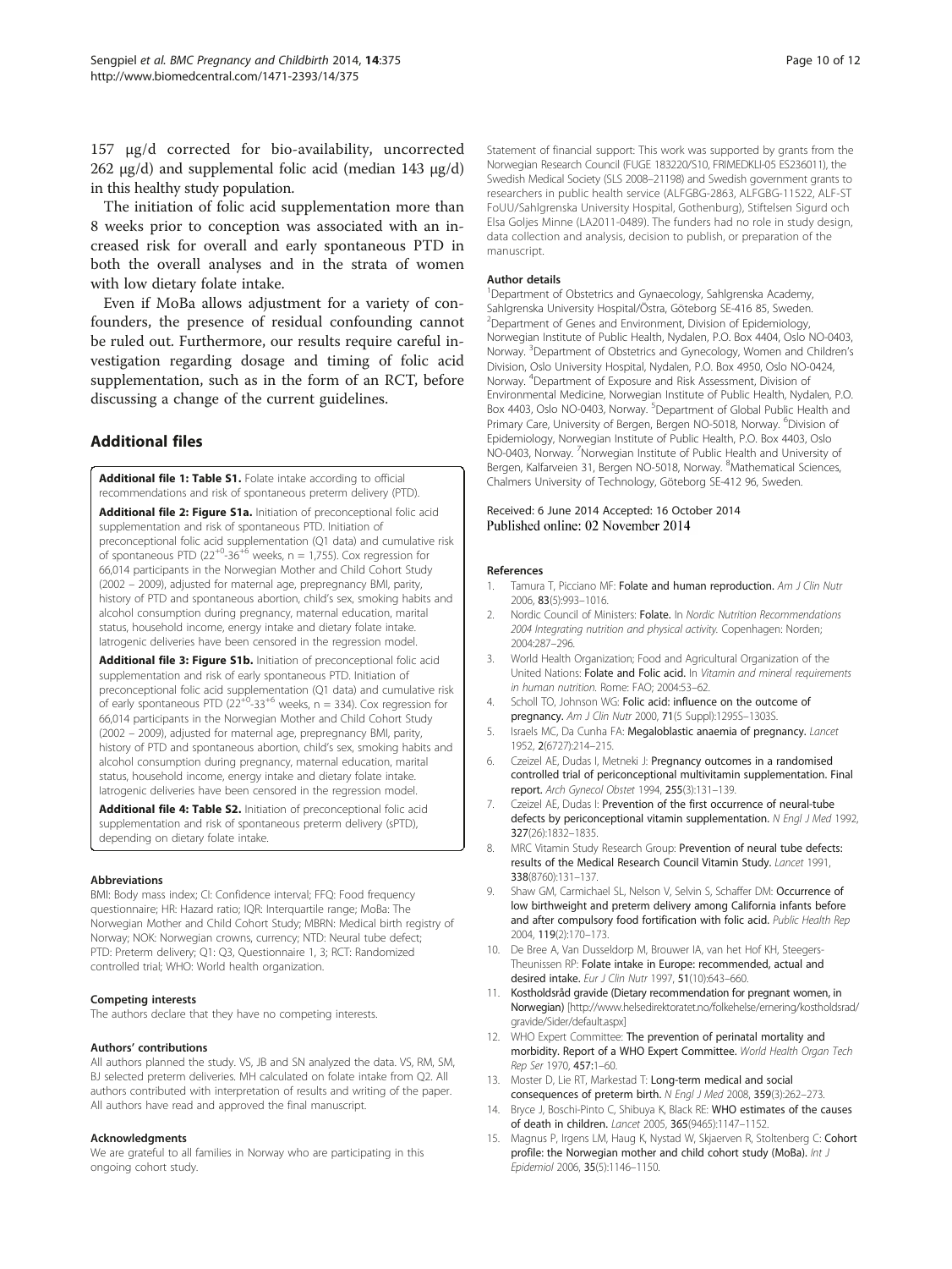157 μg/d corrected for bio-availability, uncorrected 262 μg/d) and supplemental folic acid (median 143 μg/d) in this healthy study population.

The initiation of folic acid supplementation more than 8 weeks prior to conception was associated with an increased risk for overall and early spontaneous PTD in both the overall analyses and in the strata of women with low dietary folate intake.

Even if MoBa allows adjustment for a variety of confounders, the presence of residual confounding cannot be ruled out. Furthermore, our results require careful investigation regarding dosage and timing of folic acid supplementation, such as in the form of an RCT, before discussing a change of the current guidelines.

## Additional files

**Additional file 1: Table S1.** Folate intake according to official recommendations and risk of spontaneous preterm delivery (PTD).

**Additional file 2: Figure S1a.** Initiation of preconceptional folic acid supplementation and risk of spontaneous PTD. Initiation of preconceptional folic acid supplementation (Q1 data) and cumulative risk of spontaneous PTD ($22^{+0}$-$36^{+6}$ weeks, n = 1,755). Cox regression for 66,014 participants in the Norwegian Mother and Child Cohort Study (2002 – 2009), adjusted for maternal age, prepregnancy BMI, parity, history of PTD and spontaneous abortion, child's sex, smoking habits and alcohol consumption during pregnancy, maternal education, marital status, household income, energy intake and dietary folate intake. Iatrogenic deliveries have been censored in the regression model.

**Additional file 3: Figure S1b.** Initiation of preconceptional folic acid supplementation and risk of early spontaneous PTD. Initiation of preconceptional folic acid supplementation (Q1 data) and cumulative risk of early spontaneous PTD ($22^{+0}$-$33^{+6}$ weeks, n = 334). Cox regression for 66,014 participants in the Norwegian Mother and Child Cohort Study (2002 – 2009), adjusted for maternal age, prepregnancy BMI, parity, history of PTD and spontaneous abortion, child's sex, smoking habits and alcohol consumption during pregnancy, maternal education, marital status, household income, energy intake and dietary folate intake. Iatrogenic deliveries have been censored in the regression model.

**Additional file 4: Table S2.** Initiation of preconceptional folic acid supplementation and risk of spontaneous preterm delivery (sPTD), depending on dietary folate intake.

#### Abbreviations

BMI: Body mass index; CI: Confidence interval; FFQ: Food frequency questionnaire; HR: Hazard ratio; IQR: Interquartile range; MoBa: The Norwegian Mother and Child Cohort Study; MBRN: Medical birth registry of Norway; NOK: Norwegian crowns, currency; NTD: Neural tube defect; PTD: Preterm delivery; Q1: Q3, Questionnaire 1, 3; RCT: Randomized controlled trial; WHO: World health organization.

#### Competing interests

The authors declare that they have no competing interests.

#### Authors' contributions

All authors planned the study. VS, JB and SN analyzed the data. VS, RM, SM, BJ selected preterm deliveries. MH calculated on folate intake from Q2. All authors contributed with interpretation of results and writing of the paper. All authors have read and approved the final manuscript.

#### Acknowledgments

We are grateful to all families in Norway who are participating in this ongoing cohort study.

Statement of financial support: This work was supported by grants from the Norwegian Research Council (FUGE 183220/S10, FRIMEDKLI-05 ES236011), the Swedish Medical Society (SLS 2008–21198) and Swedish government grants to researchers in public health service (ALFGBG-2863, ALFGBG-11522, ALF-ST FoUU/Sahlgrenska University Hospital, Gothenburg), Stiftelsen Sigurd och Elsa Goljes Minne (LA2011-0489). The funders had no role in study design, data collection and analysis, decision to publish, or preparation of the manuscript.

#### Author details

[1]Department of Obstetrics and Gynaecology, Sahlgrenska Academy, Sahlgrenska University Hospital/Östra, Göteborg SE-416 85, Sweden. [2]Department of Genes and Environment, Division of Epidemiology, Norwegian Institute of Public Health, Nydalen, P.O. Box 4404, Oslo NO-0403, Norway. [3]Department of Obstetrics and Gynecology, Women and Children's Division, Oslo University Hospital, Nydalen, P.O. Box 4950, Oslo NO-0424, Norway. [4]Department of Exposure and Risk Assessment, Division of Environmental Medicine, Norwegian Institute of Public Health, Nydalen, P.O. Box 4403, Oslo NO-0403, Norway. [5]Department of Global Public Health and Primary Care, University of Bergen, Bergen NO-5018, Norway. [6]Division of Epidemiology, Norwegian Institute of Public Health, P.O. Box 4403, Oslo NO-0403, Norway. [7]Norwegian Institute of Public Health and University of Bergen, Kalfarveien 31, Bergen NO-5018, Norway. [8]Mathematical Sciences, Chalmers University of Technology, Göteborg SE-412 96, Sweden.

Received: 6 June 2014 Accepted: 16 October 2014
Published online: 02 November 2014

#### References

1. Tamura T, Picciano MF: **Folate and human reproduction.** *Am J Clin Nutr* 2006, **83**(5):993–1016.
2. Nordic Council of Ministers: **Folate.** In *Nordic Nutrition Recommendations 2004 Integrating nutrition and physical activity.* Copenhagen: Norden; 2004:287–296.
3. World Health Organization; Food and Agricultural Organization of the United Nations: **Folate and Folic acid.** In *Vitamin and mineral requirements in human nutrition.* Rome: FAO; 2004:53–62.
4. Scholl TO, Johnson WG: **Folic acid: influence on the outcome of pregnancy.** *Am J Clin Nutr* 2000, **71**(5 Suppl):1295S–1303S.
5. Israels MC, Da Cunha FA: **Megaloblastic anaemia of pregnancy.** *Lancet* 1952, **2**(6727):214–215.
6. Czeizel AE, Dudas I, Metneki J: **Pregnancy outcomes in a randomised controlled trial of periconceptional multivitamin supplementation. Final report.** *Arch Gynecol Obstet* 1994, **255**(3):131–139.
7. Czeizel AE, Dudas I: **Prevention of the first occurrence of neural-tube defects by periconceptional vitamin supplementation.** *N Engl J Med* 1992, **327**(26):1832–1835.
8. MRC Vitamin Study Research Group: **Prevention of neural tube defects: results of the Medical Research Council Vitamin Study.** *Lancet* 1991, **338**(8760):131–137.
9. Shaw GM, Carmichael SL, Nelson V, Selvin S, Schaffer DM: **Occurrence of low birthweight and preterm delivery among California infants before and after compulsory food fortification with folic acid.** *Public Health Rep* 2004, **119**(2):170–173.
10. De Bree A, Van Dusseldorp M, Brouwer IA, van het Hof KH, Steegers-Theunissen RP: **Folate intake in Europe: recommended, actual and desired intake.** *Eur J Clin Nutr* 1997, **51**(10):643–660.
11. **Kostholdsråd gravide (Dietary recommendation for pregnant women, in Norwegian)** [http://www.helsedirektoratet.no/folkehelse/ernering/kostholdsrad/gravide/Sider/default.aspx]
12. WHO Expert Committee: **The prevention of perinatal mortality and morbidity. Report of a WHO Expert Committee.** *World Health Organ Tech Rep Ser* 1970, **457**:1–60.
13. Moster D, Lie RT, Markestad T: **Long-term medical and social consequences of preterm birth.** *N Engl J Med* 2008, **359**(3):262–273.
14. Bryce J, Boschi-Pinto C, Shibuya K, Black RE: **WHO estimates of the causes of death in children.** *Lancet* 2005, **365**(9465):1147–1152.
15. Magnus P, Irgens LM, Haug K, Nystad W, Skjaerven R, Stoltenberg C: **Cohort profile: the Norwegian mother and child cohort study (MoBa).** *Int J Epidemiol* 2006, **35**(5):1146–1150.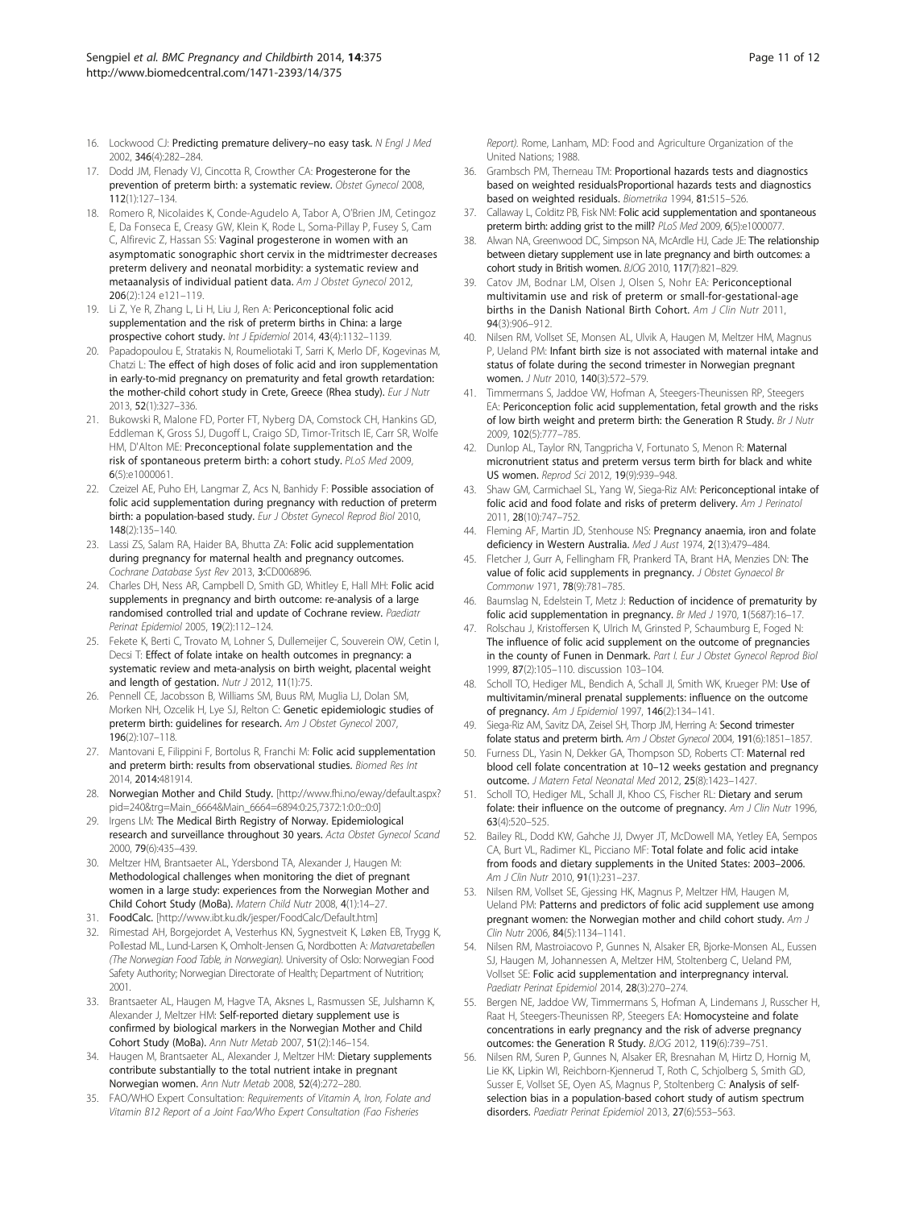16. Lockwood CJ: **Predicting premature delivery–no easy task.** *N Engl J Med* 2002, **346**(4):282–284.
17. Dodd JM, Flenady VJ, Cincotta R, Crowther CA: **Progesterone for the prevention of preterm birth: a systematic review.** *Obstet Gynecol* 2008, **112**(1):127–134.
18. Romero R, Nicolaides K, Conde-Agudelo A, Tabor A, O'Brien JM, Cetingoz E, Da Fonseca E, Creasy GW, Klein K, Rode L, Soma-Pillay P, Fusey S, Cam C, Alfirevic Z, Hassan SS: **Vaginal progesterone in women with an asymptomatic sonographic short cervix in the midtrimester decreases preterm delivery and neonatal morbidity: a systematic review and metaanalysis of individual patient data.** *Am J Obstet Gynecol* 2012, **206**(2):124 e121–119.
19. Li Z, Ye R, Zhang L, Li H, Liu J, Ren A: **Periconceptional folic acid supplementation and the risk of preterm births in China: a large prospective cohort study.** *Int J Epidemiol* 2014, **43**(4):1132–1139.
20. Papadopoulou E, Stratakis N, Roumeliotaki T, Sarri K, Merlo DF, Kogevinas M, Chatzi L: **The effect of high doses of folic acid and iron supplementation in early-to-mid pregnancy on prematurity and fetal growth retardation: the mother-child cohort study in Crete, Greece (Rhea study).** *Eur J Nutr* 2013, **52**(1):327–336.
21. Bukowski R, Malone FD, Porter FT, Nyberg DA, Comstock CH, Hankins GD, Eddleman K, Gross SJ, Dugoff L, Craigo SD, Timor-Tritsch IE, Carr SR, Wolfe HM, D'Alton ME: **Preconceptional folate supplementation and the risk of spontaneous preterm birth: a cohort study.** *PLoS Med* 2009, **6**(5):e1000061.
22. Czeizel AE, Puho EH, Langmar Z, Acs N, Banhidy F: **Possible association of folic acid supplementation during pregnancy with reduction of preterm birth: a population-based study.** *Eur J Obstet Gynecol Reprod Biol* 2010, **148**(2):135–140.
23. Lassi ZS, Salam RA, Haider BA, Bhutta ZA: **Folic acid supplementation during pregnancy for maternal health and pregnancy outcomes.** *Cochrane Database Syst Rev* 2013, **3**:CD006896.
24. Charles DH, Ness AR, Campbell D, Smith GD, Whitley E, Hall MH: **Folic acid supplements in pregnancy and birth outcome: re-analysis of a large randomised controlled trial and update of Cochrane review.** *Paediatr Perinat Epidemiol* 2005, **19**(2):112–124.
25. Fekete K, Berti C, Trovato M, Lohner S, Dullemeijer C, Souverein OW, Cetin I, Decsi T: **Effect of folate intake on health outcomes in pregnancy: a systematic review and meta-analysis on birth weight, placental weight and length of gestation.** *Nutr J* 2012, **11**(1):75.
26. Pennell CE, Jacobsson B, Williams SM, Buus RM, Muglia LJ, Dolan SM, Morken NH, Ozcelik H, Lye SJ, Relton C: **Genetic epidemiologic studies of preterm birth: guidelines for research.** *Am J Obstet Gynecol* 2007, **196**(2):107–118.
27. Mantovani E, Filippini F, Bortolus R, Franchi M: **Folic acid supplementation and preterm birth: results from observational studies.** *Biomed Res Int* 2014, **2014**:481914.
28. **Norwegian Mother and Child Study.** [http://www.fhi.no/eway/default.aspx?pid=240&trg=Main_6664&Main_6664=6894:0:25,7372:1:0:0:::0:0]
29. Irgens LM: **The Medical Birth Registry of Norway. Epidemiological research and surveillance throughout 30 years.** *Acta Obstet Gynecol Scand* 2000, **79**(6):435–439.
30. Meltzer HM, Brantsaeter AL, Ydersbond TA, Alexander J, Haugen M: **Methodological challenges when monitoring the diet of pregnant women in a large study: experiences from the Norwegian Mother and Child Cohort Study (MoBa).** *Matern Child Nutr* 2008, **4**(1):14–27.
31. **FoodCalc.** [http://www.ibt.ku.dk/jesper/FoodCalc/Default.htm]
32. Rimestad AH, Borgejordet A, Vesterhus KN, Sygnestveit K, Løken EB, Trygg K, Pollestad ML, Lund-Larsen K, Omholt-Jensen G, Nordbotten A: *Matvaretabellen (The Norwegian Food Table, in Norwegian).* University of Oslo: Norwegian Food Safety Authority; Norwegian Directorate of Health; Department of Nutrition; 2001.
33. Brantsaeter AL, Haugen M, Hagve TA, Aksnes L, Rasmussen SE, Julshamn K, Alexander J, Meltzer HM: **Self-reported dietary supplement use is confirmed by biological markers in the Norwegian Mother and Child Cohort Study (MoBa).** *Ann Nutr Metab* 2007, **51**(2):146–154.
34. Haugen M, Brantsaeter AL, Alexander J, Meltzer HM: **Dietary supplements contribute substantially to the total nutrient intake in pregnant Norwegian women.** *Ann Nutr Metab* 2008, **52**(4):272–280.
35. FAO/WHO Expert Consultation: *Requirements of Vitamin A, Iron, Folate and Vitamin B12 Report of a Joint Fao/Who Expert Consultation (Fao Fisheries Report).* Rome, Lanham, MD: Food and Agriculture Organization of the United Nations; 1988.
36. Grambsch PM, Therneau TM: **Proportional hazards tests and diagnostics based on weighted residualsProportional hazards tests and diagnostics based on weighted residuals.** *Biometrika* 1994, **81**:515–526.
37. Callaway L, Colditz PB, Fisk NM: **Folic acid supplementation and spontaneous preterm birth: adding grist to the mill?** *PLoS Med* 2009, **6**(5):e1000077.
38. Alwan NA, Greenwood DC, Simpson NA, McArdle HJ, Cade JE: **The relationship between dietary supplement use in late pregnancy and birth outcomes: a cohort study in British women.** *BJOG* 2010, **117**(7):821–829.
39. Catov JM, Bodnar LM, Olsen J, Olsen S, Nohr EA: **Periconceptional multivitamin use and risk of preterm or small-for-gestational-age births in the Danish National Birth Cohort.** *Am J Clin Nutr* 2011, **94**(3):906–912.
40. Nilsen RM, Vollset SE, Monsen AL, Ulvik A, Haugen M, Meltzer HM, Magnus P, Ueland PM: **Infant birth size is not associated with maternal intake and status of folate during the second trimester in Norwegian pregnant women.** *J Nutr* 2010, **140**(3):572–579.
41. Timmermans S, Jaddoe VW, Hofman A, Steegers-Theunissen RP, Steegers EA: **Periconception folic acid supplementation, fetal growth and the risks of low birth weight and preterm birth: the Generation R Study.** *Br J Nutr* 2009, **102**(5):777–785.
42. Dunlop AL, Taylor RN, Tangpricha V, Fortunato S, Menon R: **Maternal micronutrient status and preterm versus term birth for black and white US women.** *Reprod Sci* 2012, **19**(9):939–948.
43. Shaw GM, Carmichael SL, Yang W, Siega-Riz AM: **Periconceptional intake of folic acid and food folate and risks of preterm delivery.** *Am J Perinatol* 2011, **28**(10):747–752.
44. Fleming AF, Martin JD, Stenhouse NS: **Pregnancy anaemia, iron and folate deficiency in Western Australia.** *Med J Aust* 1974, **2**(13):479–484.
45. Fletcher J, Gurr A, Fellingham FR, Prankerd TA, Brant HA, Menzies DN: **The value of folic acid supplements in pregnancy.** *J Obstet Gynaecol Br Commonw* 1971, **78**(9):781–785.
46. Baumslag N, Edelstein T, Metz J: **Reduction of incidence of prematurity by folic acid supplementation in pregnancy.** *Br Med J* 1970, **1**(5687):16–17.
47. Rolschau J, Kristoffersen K, Ulrich M, Grinsted P, Schaumburg E, Foged N: **The influence of folic acid supplement on the outcome of pregnancies in the county of Funen in Denmark.** *Part I. Eur J Obstet Gynecol Reprod Biol* 1999, **87**(2):105–110. discussion 103–104.
48. Scholl TO, Hediger ML, Bendich A, Schall JI, Smith WK, Krueger PM: **Use of multivitamin/mineral prenatal supplements: influence on the outcome of pregnancy.** *Am J Epidemiol* 1997, **146**(2):134–141.
49. Siega-Riz AM, Savitz DA, Zeisel SH, Thorp JM, Herring A: **Second trimester folate status and preterm birth.** *Am J Obstet Gynecol* 2004, **191**(6):1851–1857.
50. Furness DL, Yasin N, Dekker GA, Thompson SD, Roberts CT: **Maternal red blood cell folate concentration at 10–12 weeks gestation and pregnancy outcome.** *J Matern Fetal Neonatal Med* 2012, **25**(8):1423–1427.
51. Scholl TO, Hediger ML, Schall JI, Khoo CS, Fischer RL: **Dietary and serum folate: their influence on the outcome of pregnancy.** *Am J Clin Nutr* 1996, **63**(4):520–525.
52. Bailey RL, Dodd KW, Gahche JJ, Dwyer JT, McDowell MA, Yetley EA, Sempos CA, Burt VL, Radimer KL, Picciano MF: **Total folate and folic acid intake from foods and dietary supplements in the United States: 2003–2006.** *Am J Clin Nutr* 2010, **91**(1):231–237.
53. Nilsen RM, Vollset SE, Gjessing HK, Magnus P, Meltzer HM, Haugen M, Ueland PM: **Patterns and predictors of folic acid supplement use among pregnant women: the Norwegian mother and child cohort study.** *Am J Clin Nutr* 2006, **84**(5):1134–1141.
54. Nilsen RM, Mastroiacovo P, Gunnes N, Alsaker ER, Bjorke-Monsen AL, Eussen SJ, Haugen M, Johannessen A, Meltzer HM, Stoltenberg C, Ueland PM, Vollset SE: **Folic acid supplementation and interpregnancy interval.** *Paediatr Perinat Epidemiol* 2014, **28**(3):270–274.
55. Bergen NE, Jaddoe VW, Timmermans S, Hofman A, Lindemans J, Russcher H, Raat H, Steegers-Theunissen RP, Steegers EA: **Homocysteine and folate concentrations in early pregnancy and the risk of adverse pregnancy outcomes: the Generation R Study.** *BJOG* 2012, **119**(6):739–751.
56. Nilsen RM, Suren P, Gunnes N, Alsaker ER, Bresnahan M, Hirtz D, Hornig M, Lie KK, Lipkin WI, Reichborn-Kjennerud T, Roth C, Schjolberg S, Smith GD, Susser E, Vollset SE, Oyen AS, Magnus P, Stoltenberg C: **Analysis of self-selection bias in a population-based cohort study of autism spectrum disorders.** *Paediatr Perinat Epidemiol* 2013, **27**(6):553–563.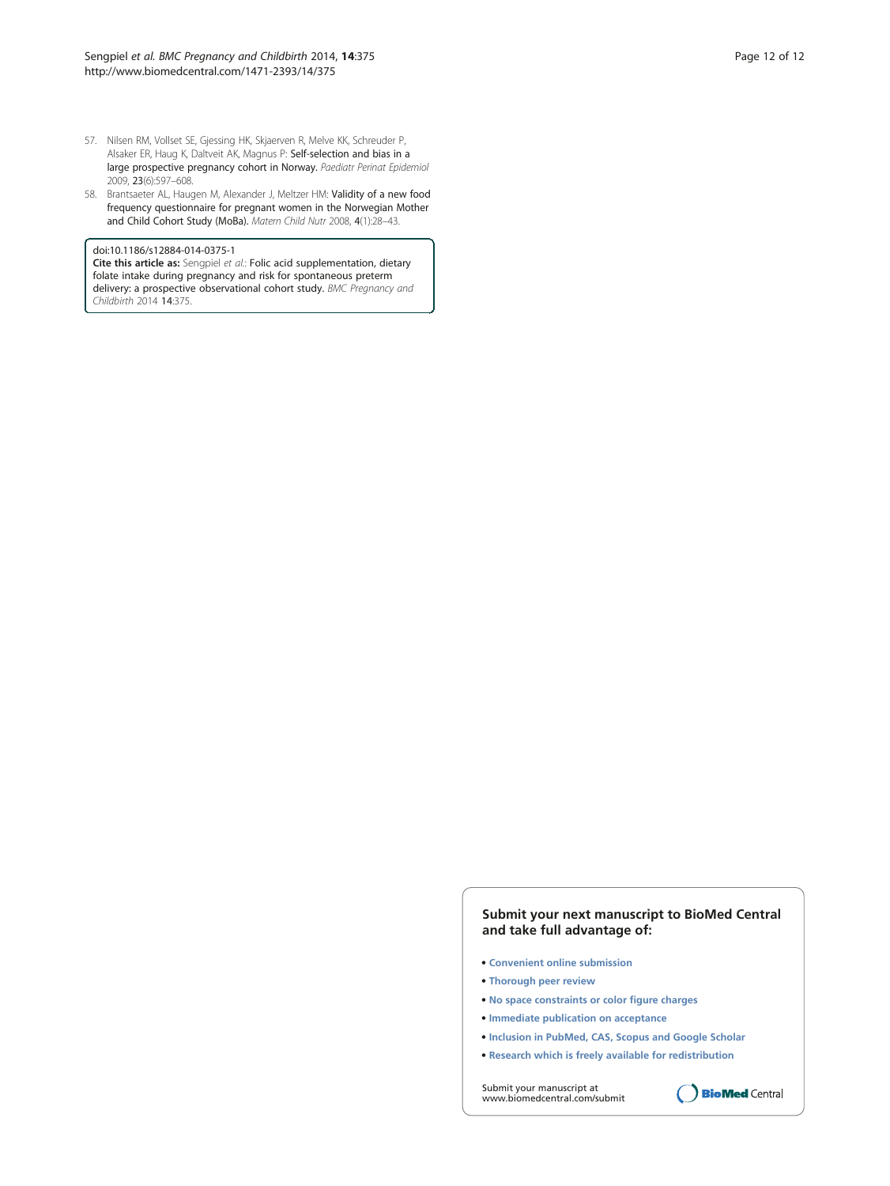57. Nilsen RM, Vollset SE, Gjessing HK, Skjaerven R, Melve KK, Schreuder P, Alsaker ER, Haug K, Daltveit AK, Magnus P: **Self-selection and bias in a large prospective pregnancy cohort in Norway.** *Paediatr Perinat Epidemiol* 2009, **23**(6):597–608.
58. Brantsaeter AL, Haugen M, Alexander J, Meltzer HM: **Validity of a new food frequency questionnaire for pregnant women in the Norwegian Mother and Child Cohort Study (MoBa).** *Matern Child Nutr* 2008, **4**(1):28–43.

doi:10.1186/s12884-014-0375-1
**Cite this article as:** Sengpiel *et al.*: Folic acid supplementation, dietary folate intake during pregnancy and risk for spontaneous preterm delivery: a prospective observational cohort study. *BMC Pregnancy and Childbirth* 2014 **14**:375.

**Submit your next manuscript to BioMed Central and take full advantage of:**

- **Convenient online submission**
- **Thorough peer review**
- **No space constraints or color figure charges**
- **Immediate publication on acceptance**
- **Inclusion in PubMed, CAS, Scopus and Google Scholar**
- **Research which is freely available for redistribution**

Submit your manuscript at
www.biomedcentral.com/submit

BioMed Central